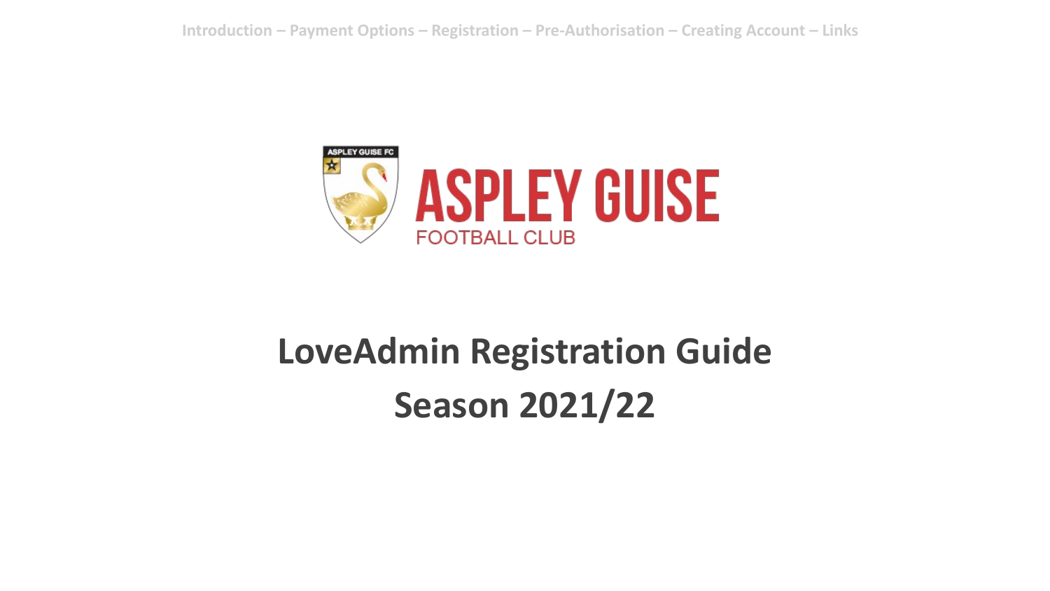Introduction – Payment Options – Registration – Pre-Authorisation – Creating Account – Links

ASPLEY GUISE FC

ASPLEY GUISE
FOOTBALL CLUB

# LoveAdmin Registration Guide
# Season 2021/22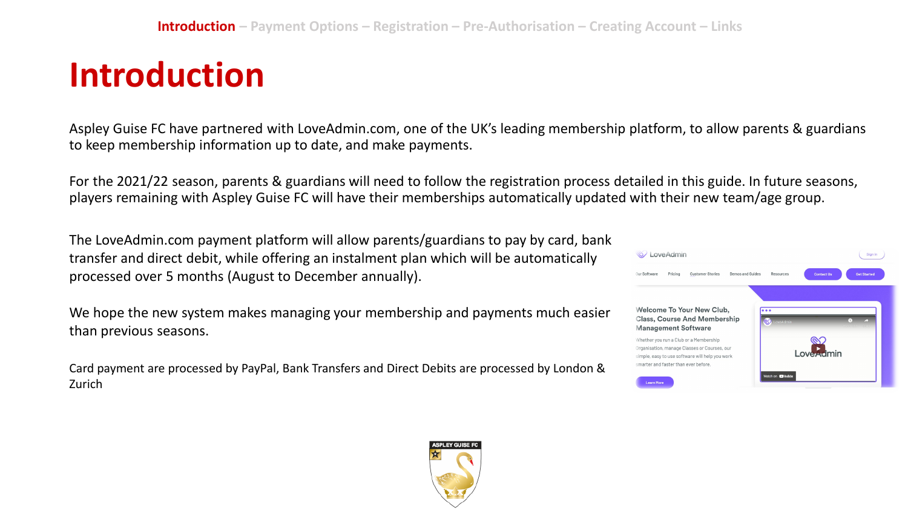Introduction – Payment Options – Registration – Pre-Authorisation – Creating Account – Links

# Introduction

Aspley Guise FC have partnered with LoveAdmin.com, one of the UK's leading membership platform, to allow parents & guardians to keep membership information up to date, and make payments.

For the 2021/22 season, parents & guardians will need to follow the registration process detailed in this guide. In future seasons, players remaining with Aspley Guise FC will have their memberships automatically updated with their new team/age group.

The LoveAdmin.com payment platform will allow parents/guardians to pay by card, bank transfer and direct debit, while offering an instalment plan which will be automatically processed over 5 months (August to December annually).

We hope the new system makes managing your membership and payments much easier than previous seasons.

Card payment are processed by PayPal, Bank Transfers and Direct Debits are processed by London & Zurich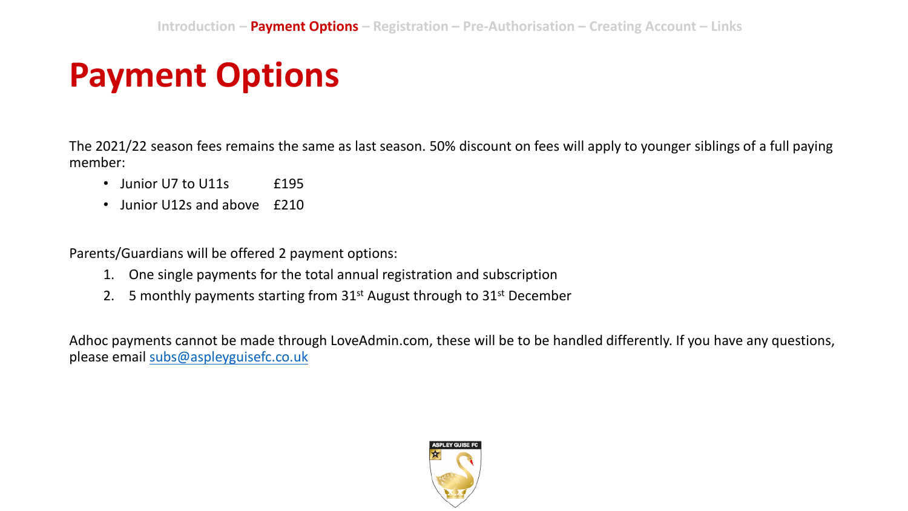Introduction – **Payment Options** – Registration – Pre-Authorisation – Creating Account – Links

# Payment Options

The 2021/22 season fees remains the same as last season. 50% discount on fees will apply to younger siblings of a full paying member:

- Junior U7 to U11s £195
- Junior U12s and above £210

Parents/Guardians will be offered 2 payment options:

1. One single payments for the total annual registration and subscription
2. 5 monthly payments starting from 31st August through to 31st December

Adhoc payments cannot be made through LoveAdmin.com, these will be to be handled differently. If you have any questions, please email subs@aspleyguisefc.co.uk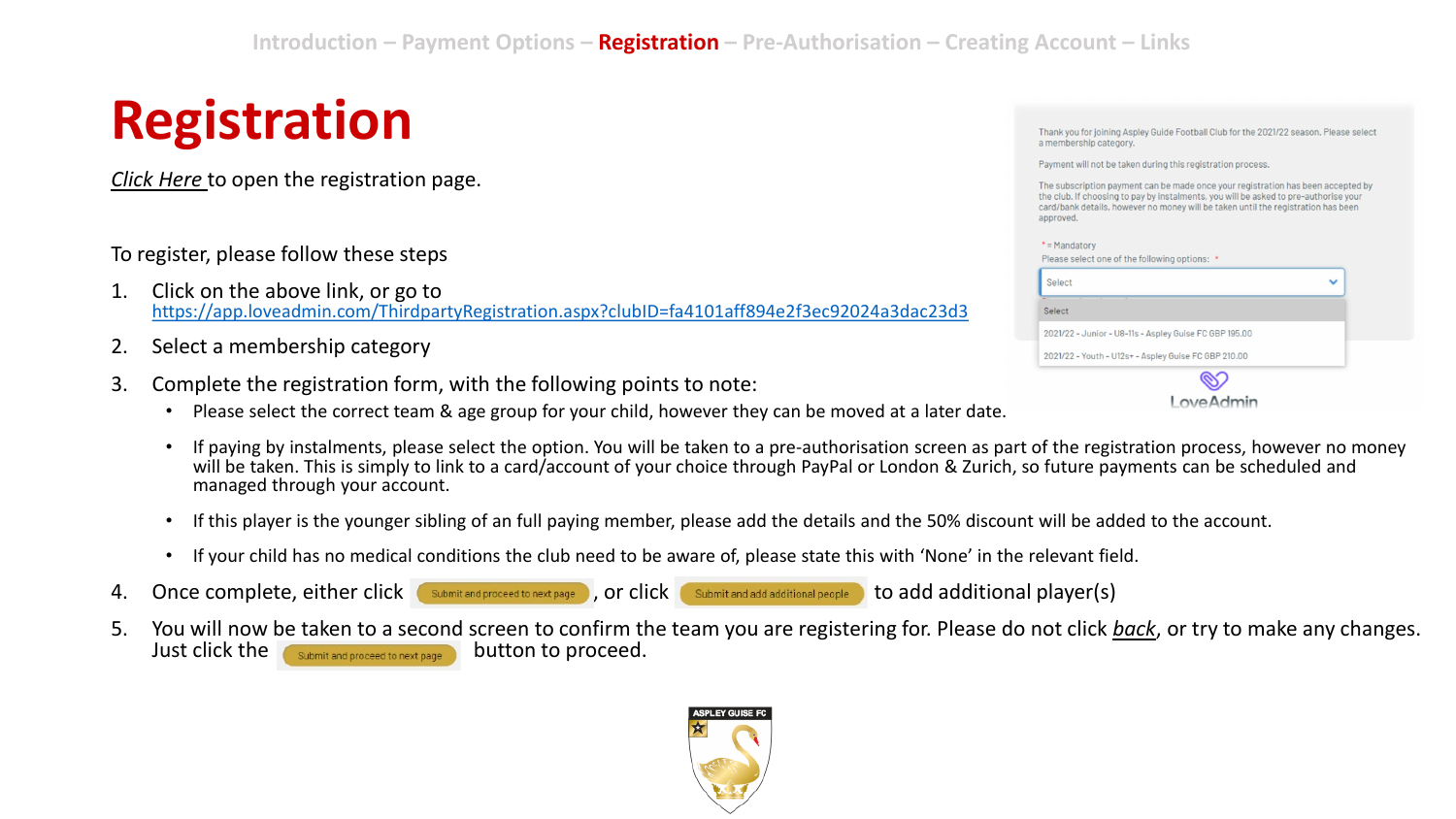Introduction – Payment Options – **Registration** – Pre-Authorisation – Creating Account – Links

# Registration

*Click Here* to open the registration page.

To register, please follow these steps

1. Click on the above link, or go to https://app.loveadmin.com/ThirdpartyRegistration.aspx?clubID=fa4101aff894e2f3ec92024a3dac23d3
2. Select a membership category
3. Complete the registration form, with the following points to note:
   - Please select the correct team & age group for your child, however they can be moved at a later date.
   - If paying by instalments, please select the option. You will be taken to a pre-authorisation screen as part of the registration process, however no money will be taken. This is simply to link to a card/account of your choice through PayPal or London & Zurich, so future payments can be scheduled and managed through your account.
   - If this player is the younger sibling of an full paying member, please add the details and the 50% discount will be added to the account.
   - If your child has no medical conditions the club need to be aware of, please state this with 'None' in the relevant field.
4. Once complete, either click [Submit and proceed to next page], or click [Submit and add additional people] to add additional player(s)
5. You will now be taken to a second screen to confirm the team you are registering for. Please do not click *back*, or try to make any changes. Just click the [Submit and proceed to next page] button to proceed.

Thank you for joining Aspley Guise Football Club for the 2021/22 season. Please select a membership category.

Payment will not be taken during this registration process.

The subscription payment can be made once your registration has been accepted by the club. If choosing to pay by instalments, you will be asked to pre-authorise your card/bank details, however no money will be taken until the registration has been approved.

\* = Mandatory

Please select one of the following options: \*

Select
- Select
- 2021/22 - Junior - U8-11s - Aspley Guise FC GBP 195.00
- 2021/22 - Youth - U12s+ - Aspley Guise FC GBP 210.00

LoveAdmin

ASPLEY GUISE FC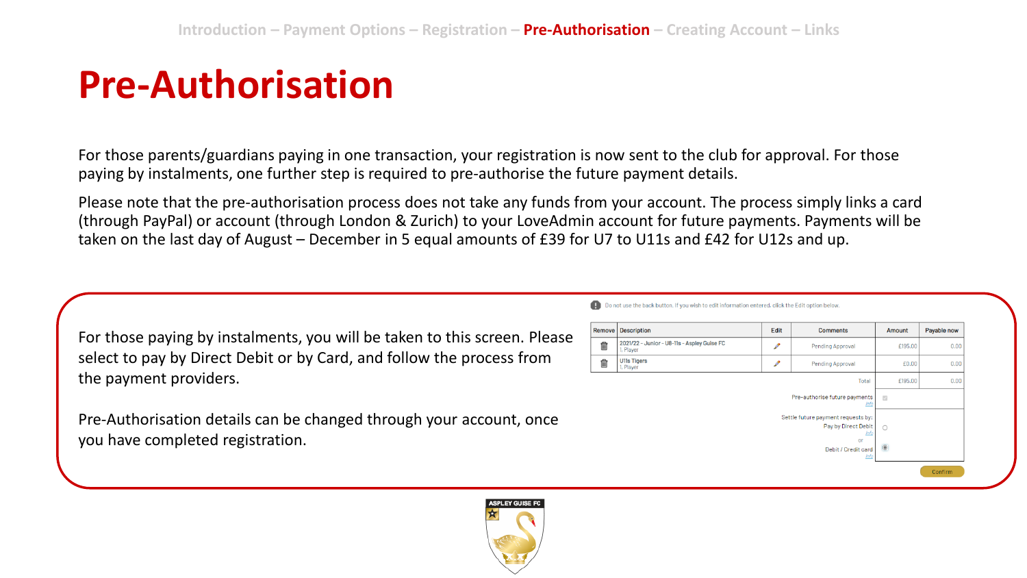Introduction – Payment Options – Registration – **Pre-Authorisation** – Creating Account – Links

# Pre-Authorisation

For those parents/guardians paying in one transaction, your registration is now sent to the club for approval. For those paying by instalments, one further step is required to pre-authorise the future payment details.

Please note that the pre-authorisation process does not take any funds from your account. The process simply links a card (through PayPal) or account (through London & Zurich) to your LoveAdmin account for future payments. Payments will be taken on the last day of August – December in 5 equal amounts of £39 for U7 to U11s and £42 for U12s and up.

For those paying by instalments, you will be taken to this screen. Please select to pay by Direct Debit or by Card, and follow the process from the payment providers.

Pre-Authorisation details can be changed through your account, once you have completed registration.

Do not use the back button. If you wish to edit information entered, click the Edit option below.

| Remove | Description | Edit | Comments | Amount | Payable now |
|---|---|---|---|---|---|
| | 2021/22 - Junior - U8-11s - Aspley Guise FC 1. Player | | Pending Approval | £195.00 | 0.00 |
| | U11s Tigers 1. Player | | Pending Approval | £0.00 | 0.00 |
| | | | Total | £195.00 | 0.00 |

Pre-authorise future payments *Info*

Settle future payment requests by:
Pay by Direct Debit *Info*
or
Debit / Credit card *Info*

Confirm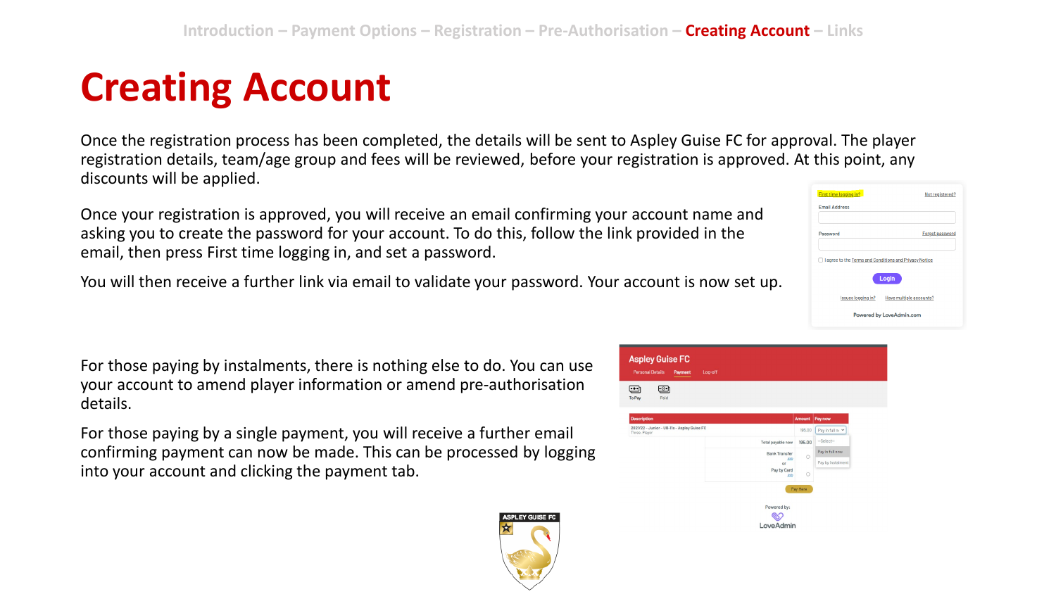# Creating Account

Once the registration process has been completed, the details will be sent to Aspley Guise FC for approval. The player registration details, team/age group and fees will be reviewed, before your registration is approved. At this point, any discounts will be applied.

Once your registration is approved, you will receive an email confirming your account name and asking you to create the password for your account. To do this, follow the link provided in the email, then press First time logging in, and set a password.

You will then receive a further link via email to validate your password. Your account is now set up.

For those paying by instalments, there is nothing else to do. You can use your account to amend player information or amend pre-authorisation details.

For those paying by a single payment, you will receive a further email confirming payment can now be made. This can be processed by logging into your account and clicking the payment tab.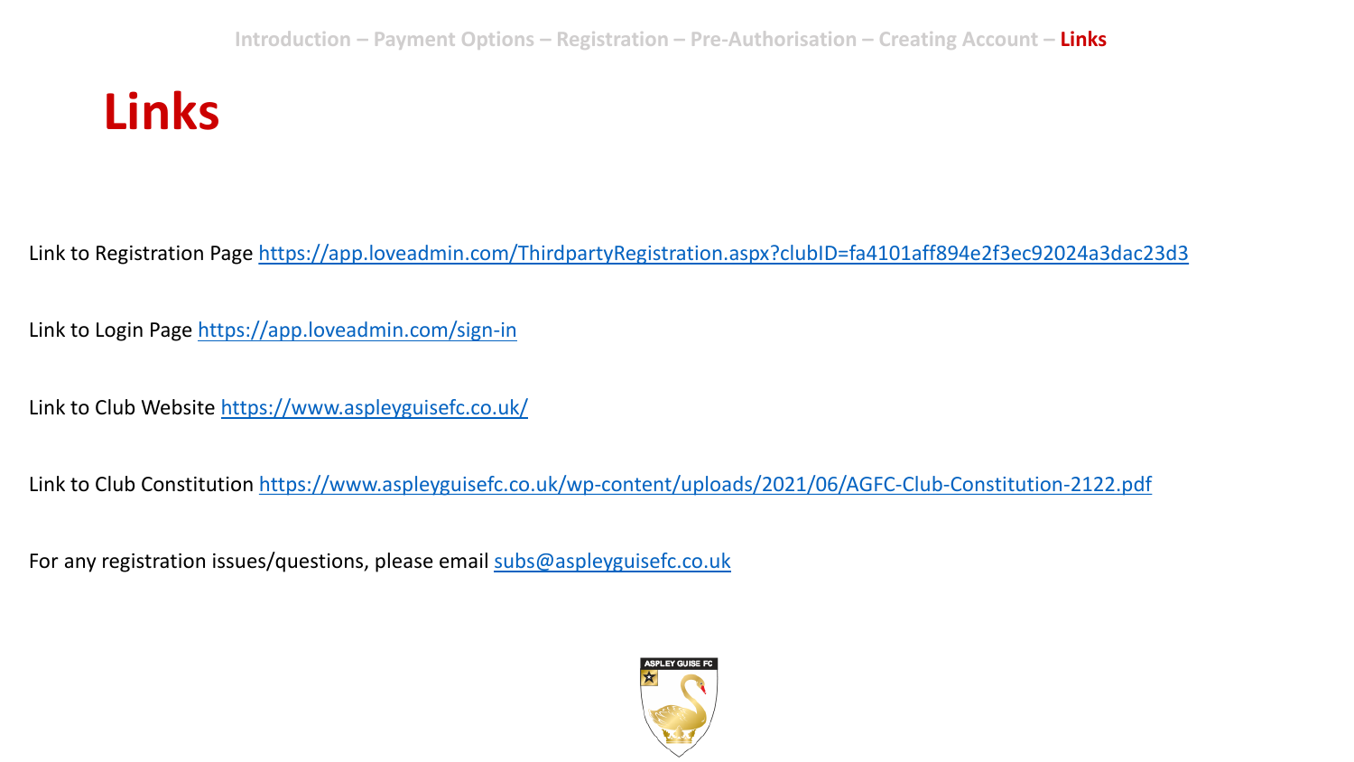Introduction – Payment Options – Registration – Pre-Authorisation – Creating Account – **Links**

# Links

Link to Registration Page https://app.loveadmin.com/ThirdpartyRegistration.aspx?clubID=fa4101aff894e2f3ec92024a3dac23d3

Link to Login Page https://app.loveadmin.com/sign-in

Link to Club Website https://www.aspleyguisefc.co.uk/

Link to Club Constitution https://www.aspleyguisefc.co.uk/wp-content/uploads/2021/06/AGFC-Club-Constitution-2122.pdf

For any registration issues/questions, please email subs@aspleyguisefc.co.uk